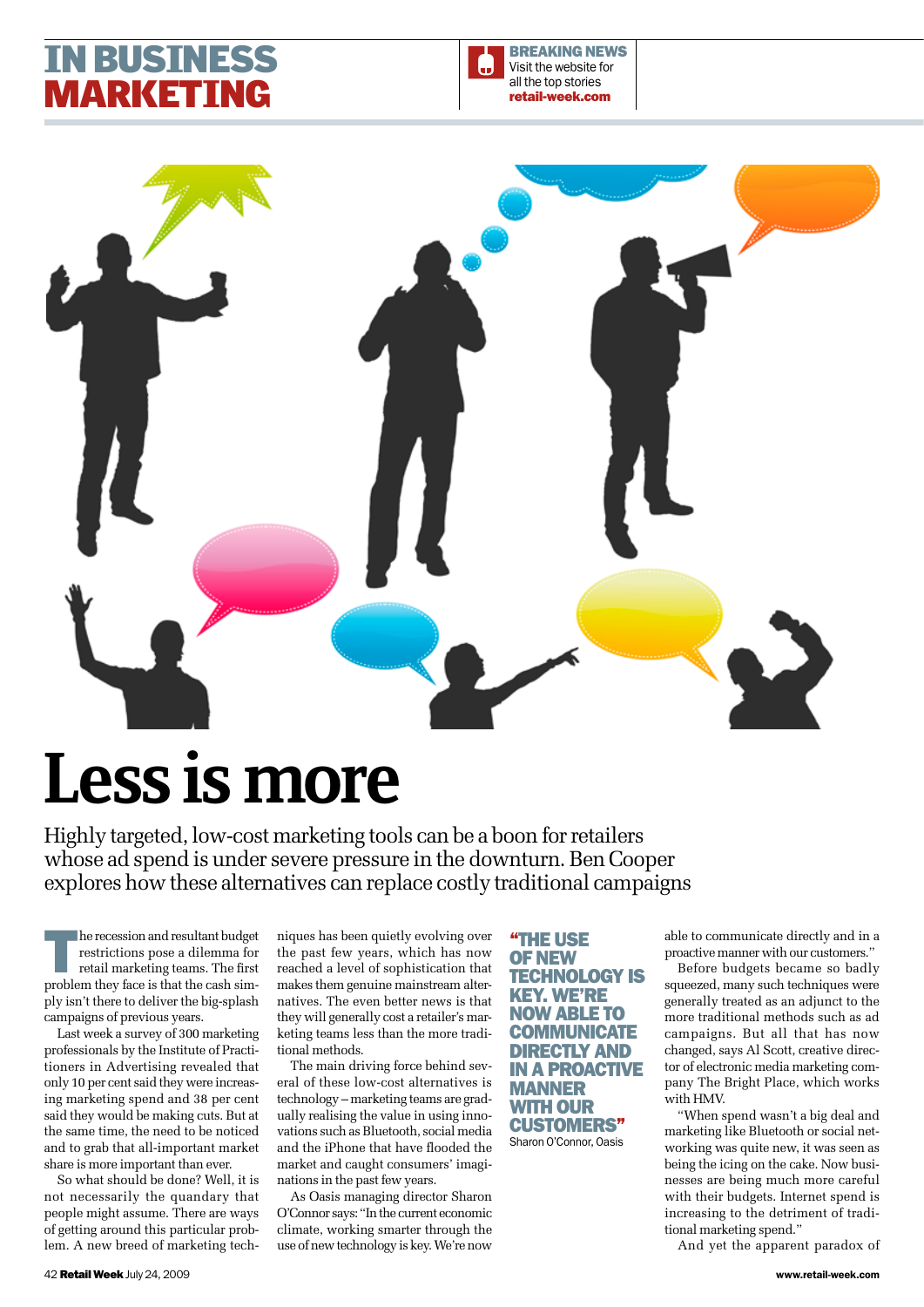# IN BUSINESS MARKETING

**BREAKING NEWS** Visit the website for all the top stories **retail-week.com**

# Less is more

Highly targeted, low-cost marketing tools can be a boon for retailers whose ad spend is under severe pressure in the downturn. Ben Cooper explores how these alternatives can replace costly traditional campaigns

The recession and resultant budget restrictions pose a dilemma for retail marketing teams. The first problem they face is that the cash simply isn't there to deliver the big-splash campaigns of previous years.

Last week a survey of 300 marketing professionals by the Institute of Practitioners in Advertising revealed that only 10 per cent said they were increasing marketing spend and 38 per cent said they would be making cuts. But at the same time, the need to be noticed and to grab that all-important market share is more important than ever.

So what should be done? Well, it is not necessarily the quandary that people might assume. There are ways of getting around this particular problem. A new breed of marketing techniques has been quietly evolving over the past few years, which has now reached a level of sophistication that makes them genuine mainstream alternatives. The even better news is that they will generally cost a retailer's marketing teams less than the more traditional methods.

The main driving force behind several of these low-cost alternatives is technology – marketing teams are gradually realising the value in using innovations such as Bluetooth, social media and the iPhone that have flooded the market and caught consumers' imaginations in the past few years.

As Oasis managing director Sharon O'Connor says: "In the current economic climate, working smarter through the use of new technology is key. We're now able to communicate directly and in a proactive manner with our customers."

> **"THE USE OF NEW TECHNOLOGY IS KEY. WE'RE NOW ABLE TO COMMUNICATE DIRECTLY AND IN A PROACTIVE MANNER WITH OUR CUSTOMERS"**
> Sharon O'Connor, Oasis

Before budgets became so badly squeezed, many such techniques were generally treated as an adjunct to the more traditional methods such as ad campaigns. But all that has now changed, says Al Scott, creative director of electronic media marketing company The Bright Place, which works with HMV.

"When spend wasn't a big deal and marketing like Bluetooth or social networking was quite new, it was seen as being the icing on the cake. Now businesses are being much more careful with their budgets. Internet spend is increasing to the detriment of traditional marketing spend."

And yet the apparent paradox of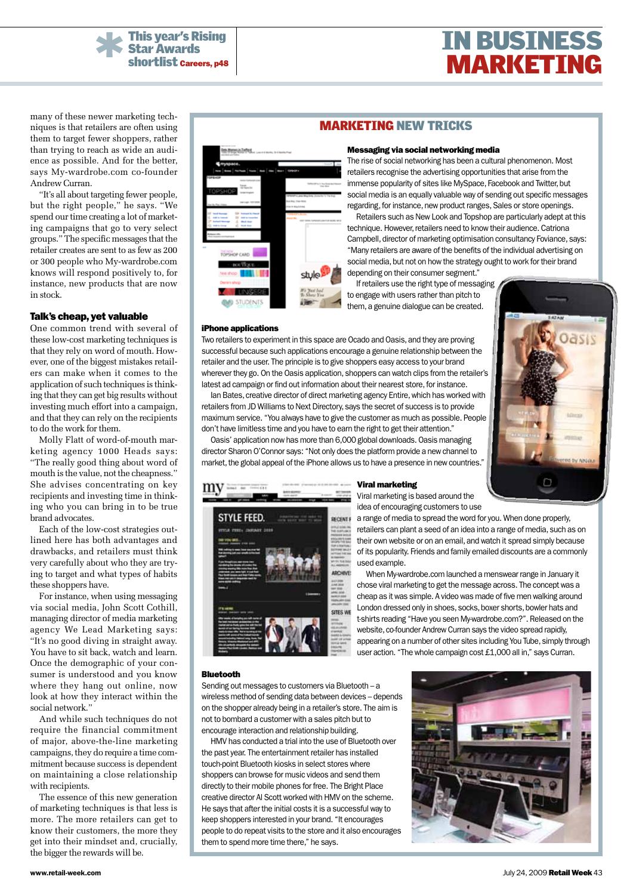many of these newer marketing techniques is that retailers are often using them to target fewer shoppers, rather than trying to reach as wide an audience as possible. And for the better, says My-wardrobe.com co-founder Andrew Curran.

"It's all about targeting fewer people, but the right people," he says. "We spend our time creating a lot of marketing campaigns that go to very select groups." The specific messages that the retailer creates are sent to as few as 200 or 300 people who My-wardrobe.com knows will respond positively to, for instance, new products that are now in stock.

### Talk's cheap, yet valuable

One common trend with several of these low-cost marketing techniques is that they rely on word of mouth. However, one of the biggest mistakes retailers can make when it comes to the application of such techniques is thinking that they can get big results without investing much effort into a campaign, and that they can rely on the recipients to do the work for them.

Molly Flatt of word-of-mouth marketing agency 1000 Heads says: "The really good thing about word of mouth is the value, not the cheapness." She advises concentrating on key recipients and investing time in thinking who you can bring in to be true brand advocates.

Each of the low-cost strategies outlined here has both advantages and disadvantages, and retailers must think very carefully about who they are trying to target and what types of habits these shoppers have.

For instance, when using messaging via social media, John Scott Cothill, managing director of media marketing agency We Lead Marketing says: "It's no good diving in straight away. You have to sit back, watch and learn. Once the demographic of your consumer is understood and you know where they hang out online, now look at how they interact within the social network."

And while such techniques do not require the financial commitment of major, above-the-line marketing campaigns, they do require a time commitment because success is dependent on maintaining a close relationship with recipients.

The essence of this new generation of marketing techniques is that less is more. The more retailers can get to know their customers, the more they get into their mindset and, crucially, the bigger the rewards will be.

## MARKETING NEW TRICKS

### Messaging via social networking media

The rise of social networking has been a cultural phenomenon. Most retailers recognise the advertising opportunities that arise from the immense popularity of sites like MySpace, Facebook and Twitter, but social media is an equally valuable way of sending out specific messages regarding, for instance, new product ranges, Sales or store openings.

Retailers such as New Look and Topshop are particularly adept at this technique. However, retailers need to know their audience. Catriona Campbell, director of marketing optimisation consultancy Foviance, says: "Many retailers are aware of the benefits of the individual advertising on social media, but not on how the strategy ought to work for their brand depending on their consumer segment."

If retailers use the right type of messaging to engage with users rather than pitch to them, a genuine dialogue can be created.

### iPhone applications

Two retailers to experiment in this space are Ocado and Oasis, and they are proving successful because such applications encourage a genuine relationship between the retailer and the user. The principle is to give shoppers easy access to your brand wherever they go. On the Oasis application, shoppers can watch clips from the retailer's latest ad campaign or find out information about their nearest store, for instance.

Ian Bates, creative director of direct marketing agency Entire, which has worked with retailers from JD Williams to Next Directory, says the secret of success is to provide maximum service. "You always have to give the customer as much as possible. People don't have limitless time and you have to earn the right to get their attention."

Oasis' application now has more than 6,000 global downloads. Oasis managing director Sharon O'Connor says: "Not only does the platform provide a new channel to market, the global appeal of the iPhone allows us to have a presence in new countries."

### Viral marketing

Viral marketing is based around the idea of encouraging customers to use a range of media to spread the word for you. When done properly, retailers can plant a seed of an idea into a range of media, such as on their own website or on an email, and watch it spread simply because of its popularity. Friends and family emailed discounts are a commonly used example.

When My-wardrobe.com launched a menswear range in January it chose viral marketing to get the message across. The concept was a cheap as it was simple. A video was made of five men walking around London dressed only in shoes, socks, boxer shorts, bowler hats and t-shirts reading "Have you seen My-wardrobe.com?". Released on the website, co-founder Andrew Curran says the video spread rapidly, appearing on a number of other sites including You Tube, simply through user action. "The whole campaign cost £1,000 all in," says Curran.

### Bluetooth

Sending out messages to customers via Bluetooth – a wireless method of sending data between devices – depends on the shopper already being in a retailer's store. The aim is not to bombard a customer with a sales pitch but to encourage interaction and relationship building.

HMV has conducted a trial into the use of Bluetooth over the past year. The entertainment retailer has installed touch-point Bluetooth kiosks in select stores where shoppers can browse for music videos and send them directly to their mobile phones for free. The Bright Place creative director Al Scott worked with HMV on the scheme. He says that after the initial costs it is a successful way to keep shoppers interested in your brand. "It encourages people to do repeat visits to the store and it also encourages them to spend more time there," he says.